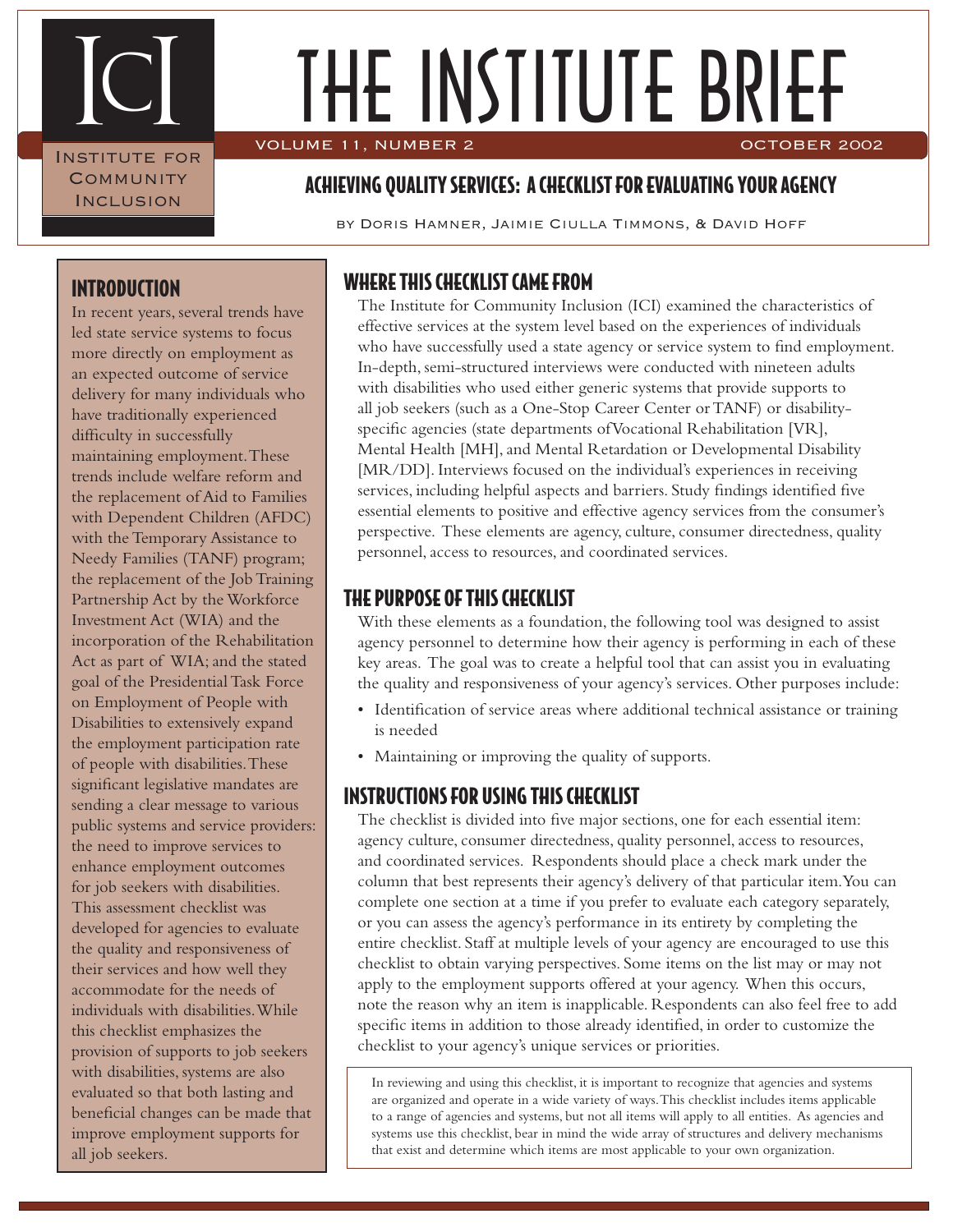# THE INSTITUTE BRIEF

Institute for Community Inclusion

VOLUME 11, NUMBER 2 — OCTOBER 2002

## ACHIEVING QUALITY SERVICES: A CHECKLIST FOR EVALUATING YOUR AGENCY

by Doris Hamner, Jaimie Ciulla Timmons, & David Hoff

## INTRODUCTION

In recent years, several trends have led state service systems to focus more directly on employment as an expected outcome of service delivery for many individuals who have traditionally experienced difficulty in successfully maintaining employment. These trends include welfare reform and the replacement of Aid to Families with Dependent Children (AFDC) with the Temporary Assistance to Needy Families (TANF) program; the replacement of the Job Training Partnership Act by the Workforce Investment Act (WIA) and the incorporation of the Rehabilitation Act as part of WIA; and the stated goal of the Presidential Task Force on Employment of People with Disabilities to extensively expand the employment participation rate of people with disabilities. These significant legislative mandates are sending a clear message to various public systems and service providers: the need to improve services to enhance employment outcomes for job seekers with disabilities. This assessment checklist was developed for agencies to evaluate the quality and responsiveness of their services and how well they accommodate for the needs of individuals with disabilities. While this checklist emphasizes the provision of supports to job seekers with disabilities, systems are also evaluated so that both lasting and beneficial changes can be made that improve employment supports for all job seekers.

## WHERE THIS CHECKLIST CAME FROM

The Institute for Community Inclusion (ICI) examined the characteristics of effective services at the system level based on the experiences of individuals who have successfully used a state agency or service system to find employment. In-depth, semi-structured interviews were conducted with nineteen adults with disabilities who used either generic systems that provide supports to all job seekers (such as a One-Stop Career Center or TANF) or disability-specific agencies (state departments of Vocational Rehabilitation [VR], Mental Health [MH], and Mental Retardation or Developmental Disability [MR/DD]. Interviews focused on the individual's experiences in receiving services, including helpful aspects and barriers. Study findings identified five essential elements to positive and effective agency services from the consumer's perspective. These elements are agency, culture, consumer directedness, quality personnel, access to resources, and coordinated services.

## THE PURPOSE OF THIS CHECKLIST

With these elements as a foundation, the following tool was designed to assist agency personnel to determine how their agency is performing in each of these key areas. The goal was to create a helpful tool that can assist you in evaluating the quality and responsiveness of your agency's services. Other purposes include:

- Identification of service areas where additional technical assistance or training is needed
- Maintaining or improving the quality of supports.

## INSTRUCTIONS FOR USING THIS CHECKLIST

The checklist is divided into five major sections, one for each essential item: agency culture, consumer directedness, quality personnel, access to resources, and coordinated services. Respondents should place a check mark under the column that best represents their agency's delivery of that particular item. You can complete one section at a time if you prefer to evaluate each category separately, or you can assess the agency's performance in its entirety by completing the entire checklist. Staff at multiple levels of your agency are encouraged to use this checklist to obtain varying perspectives. Some items on the list may or may not apply to the employment supports offered at your agency. When this occurs, note the reason why an item is inapplicable. Respondents can also feel free to add specific items in addition to those already identified, in order to customize the checklist to your agency's unique services or priorities.

In reviewing and using this checklist, it is important to recognize that agencies and systems are organized and operate in a wide variety of ways. This checklist includes items applicable to a range of agencies and systems, but not all items will apply to all entities. As agencies and systems use this checklist, bear in mind the wide array of structures and delivery mechanisms that exist and determine which items are most applicable to your own organization.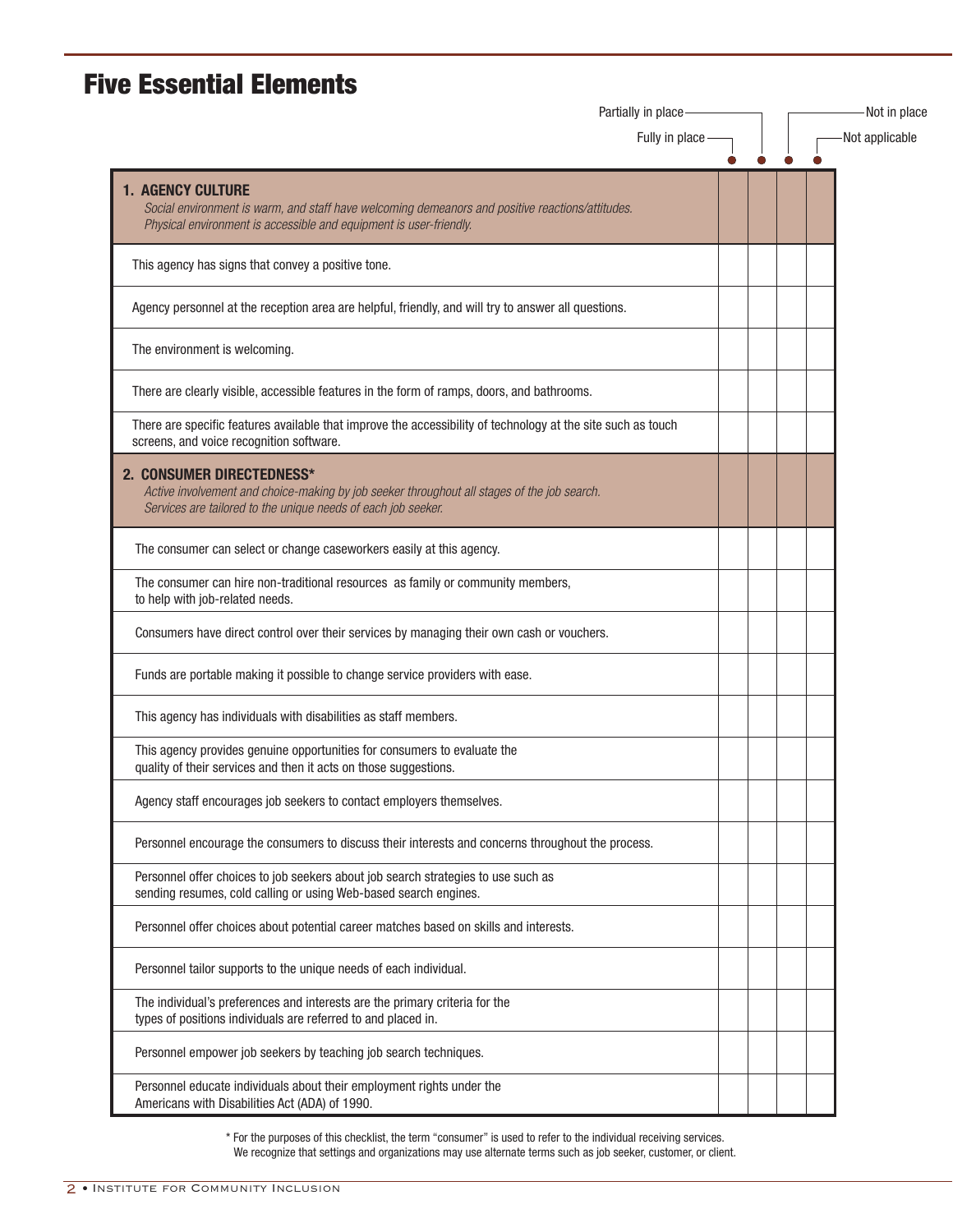# Five Essential Elements

| | Fully in place | Partially in place | Not in place | Not applicable |
|---|---|---|---|---|
| **1. AGENCY CULTURE**<br>*Social environment is warm, and staff have welcoming demeanors and positive reactions/attitudes. Physical environment is accessible and equipment is user-friendly.* | | | | |
| This agency has signs that convey a positive tone. | | | | |
| Agency personnel at the reception area are helpful, friendly, and will try to answer all questions. | | | | |
| The environment is welcoming. | | | | |
| There are clearly visible, accessible features in the form of ramps, doors, and bathrooms. | | | | |
| There are specific features available that improve the accessibility of technology at the site such as touch screens, and voice recognition software. | | | | |
| **2. CONSUMER DIRECTEDNESS***<br>*Active involvement and choice-making by job seeker throughout all stages of the job search. Services are tailored to the unique needs of each job seeker.* | | | | |
| The consumer can select or change caseworkers easily at this agency. | | | | |
| The consumer can hire non-traditional resources as family or community members, to help with job-related needs. | | | | |
| Consumers have direct control over their services by managing their own cash or vouchers. | | | | |
| Funds are portable making it possible to change service providers with ease. | | | | |
| This agency has individuals with disabilities as staff members. | | | | |
| This agency provides genuine opportunities for consumers to evaluate the quality of their services and then it acts on those suggestions. | | | | |
| Agency staff encourages job seekers to contact employers themselves. | | | | |
| Personnel encourage the consumers to discuss their interests and concerns throughout the process. | | | | |
| Personnel offer choices to job seekers about job search strategies to use such as sending resumes, cold calling or using Web-based search engines. | | | | |
| Personnel offer choices about potential career matches based on skills and interests. | | | | |
| Personnel tailor supports to the unique needs of each individual. | | | | |
| The individual's preferences and interests are the primary criteria for the types of positions individuals are referred to and placed in. | | | | |
| Personnel empower job seekers by teaching job search techniques. | | | | |
| Personnel educate individuals about their employment rights under the Americans with Disabilities Act (ADA) of 1990. | | | | |

* For the purposes of this checklist, the term "consumer" is used to refer to the individual receiving services. We recognize that settings and organizations may use alternate terms such as job seeker, customer, or client.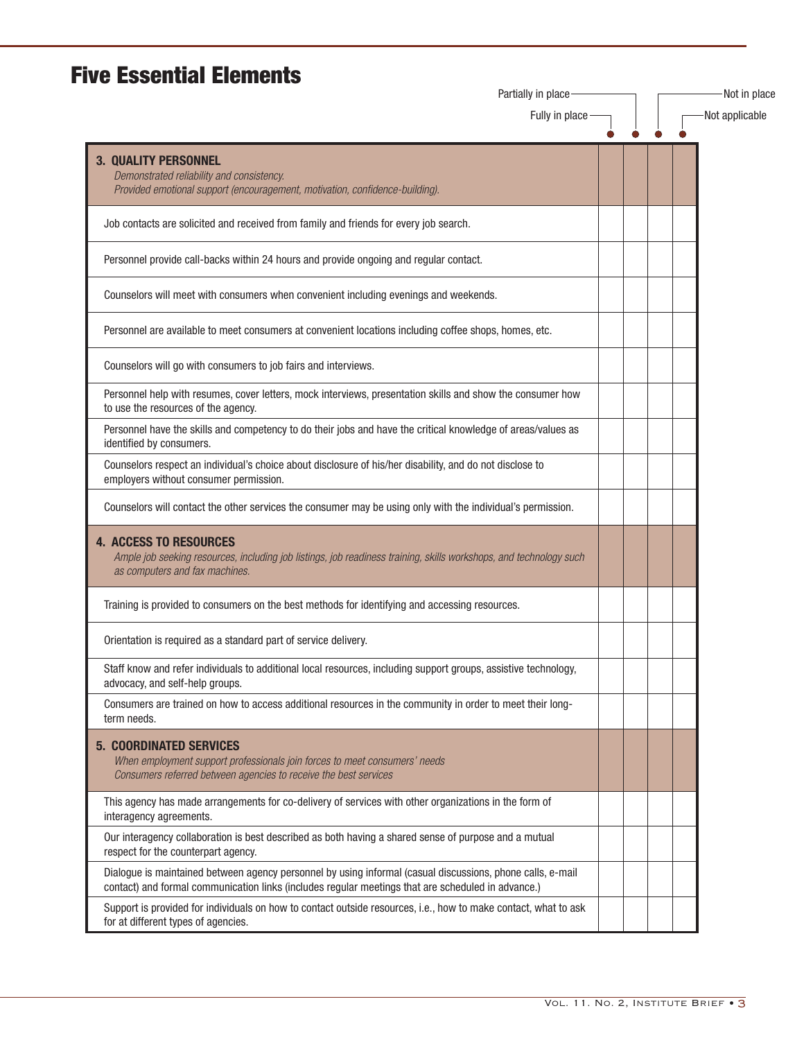## Five Essential Elements

| | Fully in place | Partially in place | Not in place | Not applicable |
|---|---|---|---|---|
| **3. QUALITY PERSONNEL**<br>*Demonstrated reliability and consistency.*<br>*Provided emotional support (encouragement, motivation, confidence-building).* | | | | |
| Job contacts are solicited and received from family and friends for every job search. | | | | |
| Personnel provide call-backs within 24 hours and provide ongoing and regular contact. | | | | |
| Counselors will meet with consumers when convenient including evenings and weekends. | | | | |
| Personnel are available to meet consumers at convenient locations including coffee shops, homes, etc. | | | | |
| Counselors will go with consumers to job fairs and interviews. | | | | |
| Personnel help with resumes, cover letters, mock interviews, presentation skills and show the consumer how to use the resources of the agency. | | | | |
| Personnel have the skills and competency to do their jobs and have the critical knowledge of areas/values as identified by consumers. | | | | |
| Counselors respect an individual's choice about disclosure of his/her disability, and do not disclose to employers without consumer permission. | | | | |
| Counselors will contact the other services the consumer may be using only with the individual's permission. | | | | |
| **4. ACCESS TO RESOURCES**<br>*Ample job seeking resources, including job listings, job readiness training, skills workshops, and technology such as computers and fax machines.* | | | | |
| Training is provided to consumers on the best methods for identifying and accessing resources. | | | | |
| Orientation is required as a standard part of service delivery. | | | | |
| Staff know and refer individuals to additional local resources, including support groups, assistive technology, advocacy, and self-help groups. | | | | |
| Consumers are trained on how to access additional resources in the community in order to meet their long-term needs. | | | | |
| **5. COORDINATED SERVICES**<br>*When employment support professionals join forces to meet consumers' needs*<br>*Consumers referred between agencies to receive the best services* | | | | |
| This agency has made arrangements for co-delivery of services with other organizations in the form of interagency agreements. | | | | |
| Our interagency collaboration is best described as both having a shared sense of purpose and a mutual respect for the counterpart agency. | | | | |
| Dialogue is maintained between agency personnel by using informal (casual discussions, phone calls, e-mail contact) and formal communication links (includes regular meetings that are scheduled in advance.) | | | | |
| Support is provided for individuals on how to contact outside resources, i.e., how to make contact, what to ask for at different types of agencies. | | | | |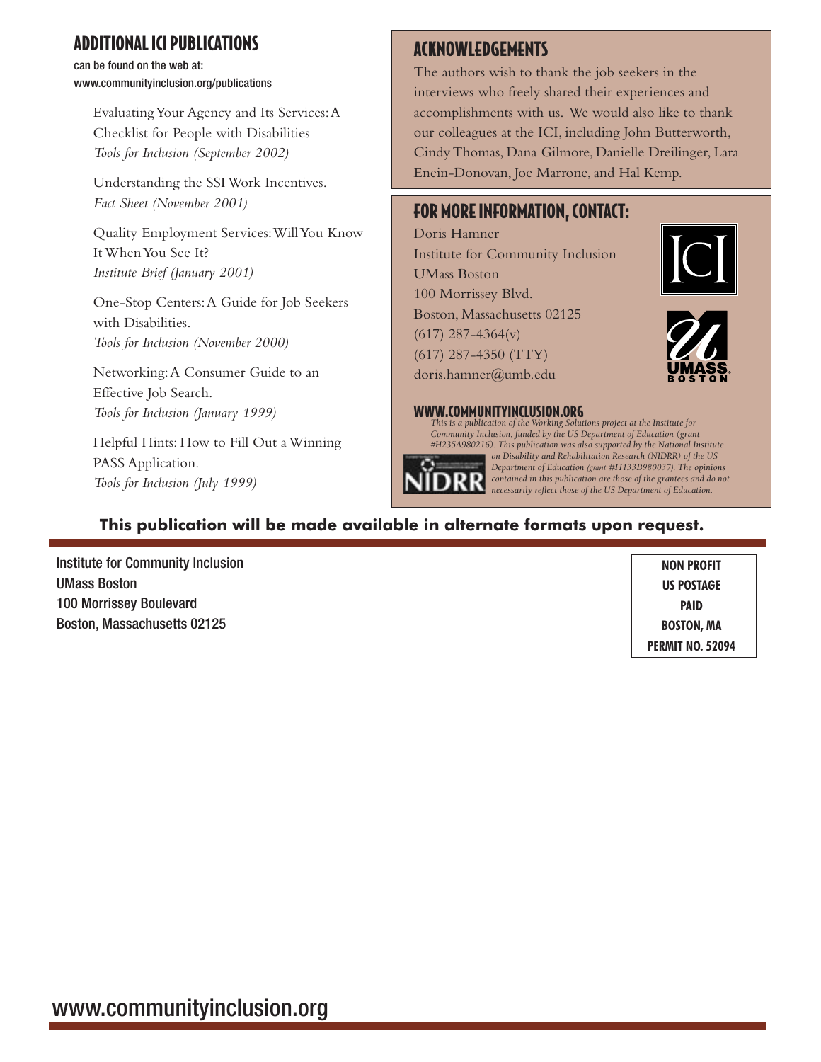## ADDITIONAL ICI PUBLICATIONS

can be found on the web at:
www.communityinclusion.org/publications

Evaluating Your Agency and Its Services: A Checklist for People with Disabilities
*Tools for Inclusion (September 2002)*

Understanding the SSI Work Incentives.
*Fact Sheet (November 2001)*

Quality Employment Services: Will You Know It When You See It?
*Institute Brief (January 2001)*

One-Stop Centers: A Guide for Job Seekers with Disabilities.
*Tools for Inclusion (November 2000)*

Networking: A Consumer Guide to an Effective Job Search.
*Tools for Inclusion (January 1999)*

Helpful Hints: How to Fill Out a Winning PASS Application.
*Tools for Inclusion (July 1999)*

## ACKNOWLEDGEMENTS

The authors wish to thank the job seekers in the interviews who freely shared their experiences and accomplishments with us. We would also like to thank our colleagues at the ICI, including John Butterworth, Cindy Thomas, Dana Gilmore, Danielle Dreilinger, Lara Enein-Donovan, Joe Marrone, and Hal Kemp.

## FOR MORE INFORMATION, CONTACT:

Doris Hamner
Institute for Community Inclusion
UMass Boston
100 Morrissey Blvd.
Boston, Massachusetts 02125
(617) 287-4364(v)
(617) 287-4350 (TTY)
doris.hamner@umb.edu

ICI

UMASS BOSTON

**WWW.COMMUNITYINCLUSION.ORG**

*This is a publication of the Working Solutions project at the Institute for Community Inclusion, funded by the US Department of Education (grant #H235A980216). This publication was also supported by the National Institute on Disability and Rehabilitation Research (NIDRR) of the US Department of Education (grant #H133B980037). The opinions contained in this publication are those of the grantees and do not necessarily reflect those of the US Department of Education.*

NIDRR

**This publication will be made available in alternate formats upon request.**

Institute for Community Inclusion
UMass Boston
100 Morrissey Boulevard
Boston, Massachusetts 02125

**NON PROFIT**
**US POSTAGE**
**PAID**
**BOSTON, MA**
**PERMIT NO. 52094**

www.communityinclusion.org